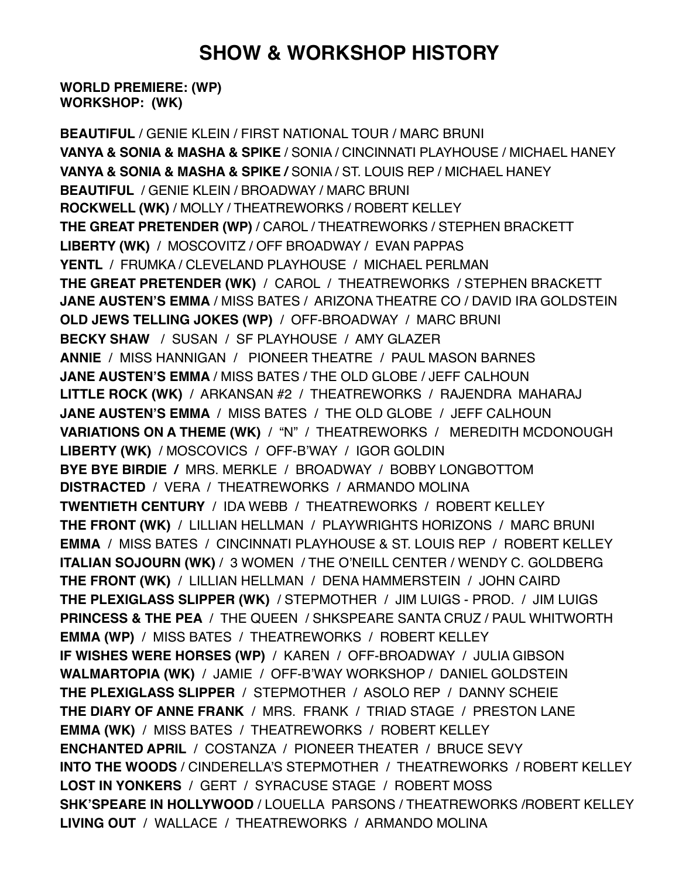# SHOW & WORKSHOP HISTORY

**WORLD PREMIERE: (WP)**
**WORKSHOP: (WK)**

**BEAUTIFUL** / GENIE KLEIN / FIRST NATIONAL TOUR / MARC BRUNI
**VANYA & SONIA & MASHA & SPIKE** / SONIA / CINCINNATI PLAYHOUSE / MICHAEL HANEY
**VANYA & SONIA & MASHA & SPIKE /** SONIA / ST. LOUIS REP / MICHAEL HANEY
**BEAUTIFUL** / GENIE KLEIN / BROADWAY / MARC BRUNI
**ROCKWELL (WK)** / MOLLY / THEATREWORKS / ROBERT KELLEY
**THE GREAT PRETENDER (WP)** / CAROL / THEATREWORKS / STEPHEN BRACKETT
**LIBERTY (WK)** / MOSCOVITZ / OFF BROADWAY / EVAN PAPPAS
**YENTL** / FRUMKA / CLEVELAND PLAYHOUSE / MICHAEL PERLMAN
**THE GREAT PRETENDER (WK)** / CAROL / THEATREWORKS / STEPHEN BRACKETT
**JANE AUSTEN'S EMMA** / MISS BATES / ARIZONA THEATRE CO / DAVID IRA GOLDSTEIN
**OLD JEWS TELLING JOKES (WP)** / OFF-BROADWAY / MARC BRUNI
**BECKY SHAW** / SUSAN / SF PLAYHOUSE / AMY GLAZER
**ANNIE** / MISS HANNIGAN / PIONEER THEATRE / PAUL MASON BARNES
**JANE AUSTEN'S EMMA** / MISS BATES / THE OLD GLOBE / JEFF CALHOUN
**LITTLE ROCK (WK)** / ARKANSAN #2 / THEATREWORKS / RAJENDRA MAHARAJ
**JANE AUSTEN'S EMMA** / MISS BATES / THE OLD GLOBE / JEFF CALHOUN
**VARIATIONS ON A THEME (WK)** / "N" / THEATREWORKS / MEREDITH MCDONOUGH
**LIBERTY (WK)** / MOSCOVICS / OFF-B'WAY / IGOR GOLDIN
**BYE BYE BIRDIE /** MRS. MERKLE / BROADWAY / BOBBY LONGBOTTOM
**DISTRACTED** / VERA / THEATREWORKS / ARMANDO MOLINA
**TWENTIETH CENTURY** / IDA WEBB / THEATREWORKS / ROBERT KELLEY
**THE FRONT (WK)** / LILLIAN HELLMAN / PLAYWRIGHTS HORIZONS / MARC BRUNI
**EMMA** / MISS BATES / CINCINNATI PLAYHOUSE & ST. LOUIS REP / ROBERT KELLEY
**ITALIAN SOJOURN (WK)** / 3 WOMEN / THE O'NEILL CENTER / WENDY C. GOLDBERG
**THE FRONT (WK)** / LILLIAN HELLMAN / DENA HAMMERSTEIN / JOHN CAIRD
**THE PLEXIGLASS SLIPPER (WK)** / STEPMOTHER / JIM LUIGS - PROD. / JIM LUIGS
**PRINCESS & THE PEA** / THE QUEEN / SHKSPEARE SANTA CRUZ / PAUL WHITWORTH
**EMMA (WP)** / MISS BATES / THEATREWORKS / ROBERT KELLEY
**IF WISHES WERE HORSES (WP)** / KAREN / OFF-BROADWAY / JULIA GIBSON
**WALMARTOPIA (WK)** / JAMIE / OFF-B'WAY WORKSHOP / DANIEL GOLDSTEIN
**THE PLEXIGLASS SLIPPER** / STEPMOTHER / ASOLO REP / DANNY SCHEIE
**THE DIARY OF ANNE FRANK** / MRS. FRANK / TRIAD STAGE / PRESTON LANE
**EMMA (WK)** / MISS BATES / THEATREWORKS / ROBERT KELLEY
**ENCHANTED APRIL** / COSTANZA / PIONEER THEATER / BRUCE SEVY
**INTO THE WOODS** / CINDERELLA'S STEPMOTHER / THEATREWORKS / ROBERT KELLEY
**LOST IN YONKERS** / GERT / SYRACUSE STAGE / ROBERT MOSS
**SHK'SPEARE IN HOLLYWOOD** / LOUELLA PARSONS / THEATREWORKS /ROBERT KELLEY
**LIVING OUT** / WALLACE / THEATREWORKS / ARMANDO MOLINA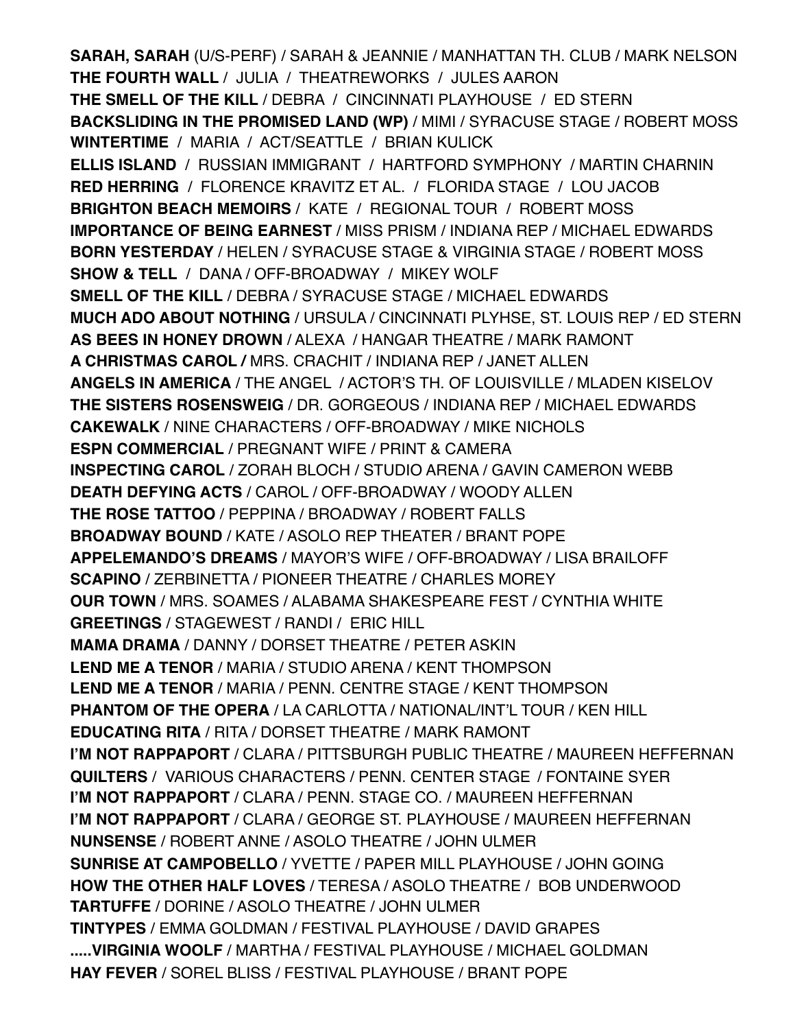**SARAH, SARAH** (U/S-PERF) / SARAH & JEANNIE / MANHATTAN TH. CLUB / MARK NELSON
**THE FOURTH WALL** / JULIA / THEATREWORKS / JULES AARON
**THE SMELL OF THE KILL** / DEBRA / CINCINNATI PLAYHOUSE / ED STERN
**BACKSLIDING IN THE PROMISED LAND (WP)** / MIMI / SYRACUSE STAGE / ROBERT MOSS
**WINTERTIME** / MARIA / ACT/SEATTLE / BRIAN KULICK
**ELLIS ISLAND** / RUSSIAN IMMIGRANT / HARTFORD SYMPHONY / MARTIN CHARNIN
**RED HERRING** / FLORENCE KRAVITZ ET AL. / FLORIDA STAGE / LOU JACOB
**BRIGHTON BEACH MEMOIRS** / KATE / REGIONAL TOUR / ROBERT MOSS
**IMPORTANCE OF BEING EARNEST** / MISS PRISM / INDIANA REP / MICHAEL EDWARDS
**BORN YESTERDAY** / HELEN / SYRACUSE STAGE & VIRGINIA STAGE / ROBERT MOSS
**SHOW & TELL** / DANA / OFF-BROADWAY / MIKEY WOLF
**SMELL OF THE KILL** / DEBRA / SYRACUSE STAGE / MICHAEL EDWARDS
**MUCH ADO ABOUT NOTHING** / URSULA / CINCINNATI PLYHSE, ST. LOUIS REP / ED STERN
**AS BEES IN HONEY DROWN** / ALEXA / HANGAR THEATRE / MARK RAMONT
**A CHRISTMAS CAROL /** MRS. CRACHIT / INDIANA REP / JANET ALLEN
**ANGELS IN AMERICA** / THE ANGEL / ACTOR'S TH. OF LOUISVILLE / MLADEN KISELOV
**THE SISTERS ROSENSWEIG** / DR. GORGEOUS / INDIANA REP / MICHAEL EDWARDS
**CAKEWALK** / NINE CHARACTERS / OFF-BROADWAY / MIKE NICHOLS
**ESPN COMMERCIAL** / PREGNANT WIFE / PRINT & CAMERA
**INSPECTING CAROL** / ZORAH BLOCH / STUDIO ARENA / GAVIN CAMERON WEBB
**DEATH DEFYING ACTS** / CAROL / OFF-BROADWAY / WOODY ALLEN
**THE ROSE TATTOO** / PEPPINA / BROADWAY / ROBERT FALLS
**BROADWAY BOUND** / KATE / ASOLO REP THEATER / BRANT POPE
**APPELEMANDO'S DREAMS** / MAYOR'S WIFE / OFF-BROADWAY / LISA BRAILOFF
**SCAPINO** / ZERBINETTA / PIONEER THEATRE / CHARLES MOREY
**OUR TOWN** / MRS. SOAMES / ALABAMA SHAKESPEARE FEST / CYNTHIA WHITE
**GREETINGS** / STAGEWEST / RANDI / ERIC HILL
**MAMA DRAMA** / DANNY / DORSET THEATRE / PETER ASKIN
**LEND ME A TENOR** / MARIA / STUDIO ARENA / KENT THOMPSON
**LEND ME A TENOR** / MARIA / PENN. CENTRE STAGE / KENT THOMPSON
**PHANTOM OF THE OPERA** / LA CARLOTTA / NATIONAL/INT'L TOUR / KEN HILL
**EDUCATING RITA** / RITA / DORSET THEATRE / MARK RAMONT
**I'M NOT RAPPAPORT** / CLARA / PITTSBURGH PUBLIC THEATRE / MAUREEN HEFFERNAN
**QUILTERS** / VARIOUS CHARACTERS / PENN. CENTER STAGE / FONTAINE SYER
**I'M NOT RAPPAPORT** / CLARA / PENN. STAGE CO. / MAUREEN HEFFERNAN
**I'M NOT RAPPAPORT** / CLARA / GEORGE ST. PLAYHOUSE / MAUREEN HEFFERNAN
**NUNSENSE** / ROBERT ANNE / ASOLO THEATRE / JOHN ULMER
**SUNRISE AT CAMPOBELLO** / YVETTE / PAPER MILL PLAYHOUSE / JOHN GOING
**HOW THE OTHER HALF LOVES** / TERESA / ASOLO THEATRE / BOB UNDERWOOD
**TARTUFFE** / DORINE / ASOLO THEATRE / JOHN ULMER
**TINTYPES** / EMMA GOLDMAN / FESTIVAL PLAYHOUSE / DAVID GRAPES
**.....VIRGINIA WOOLF** / MARTHA / FESTIVAL PLAYHOUSE / MICHAEL GOLDMAN
**HAY FEVER** / SOREL BLISS / FESTIVAL PLAYHOUSE / BRANT POPE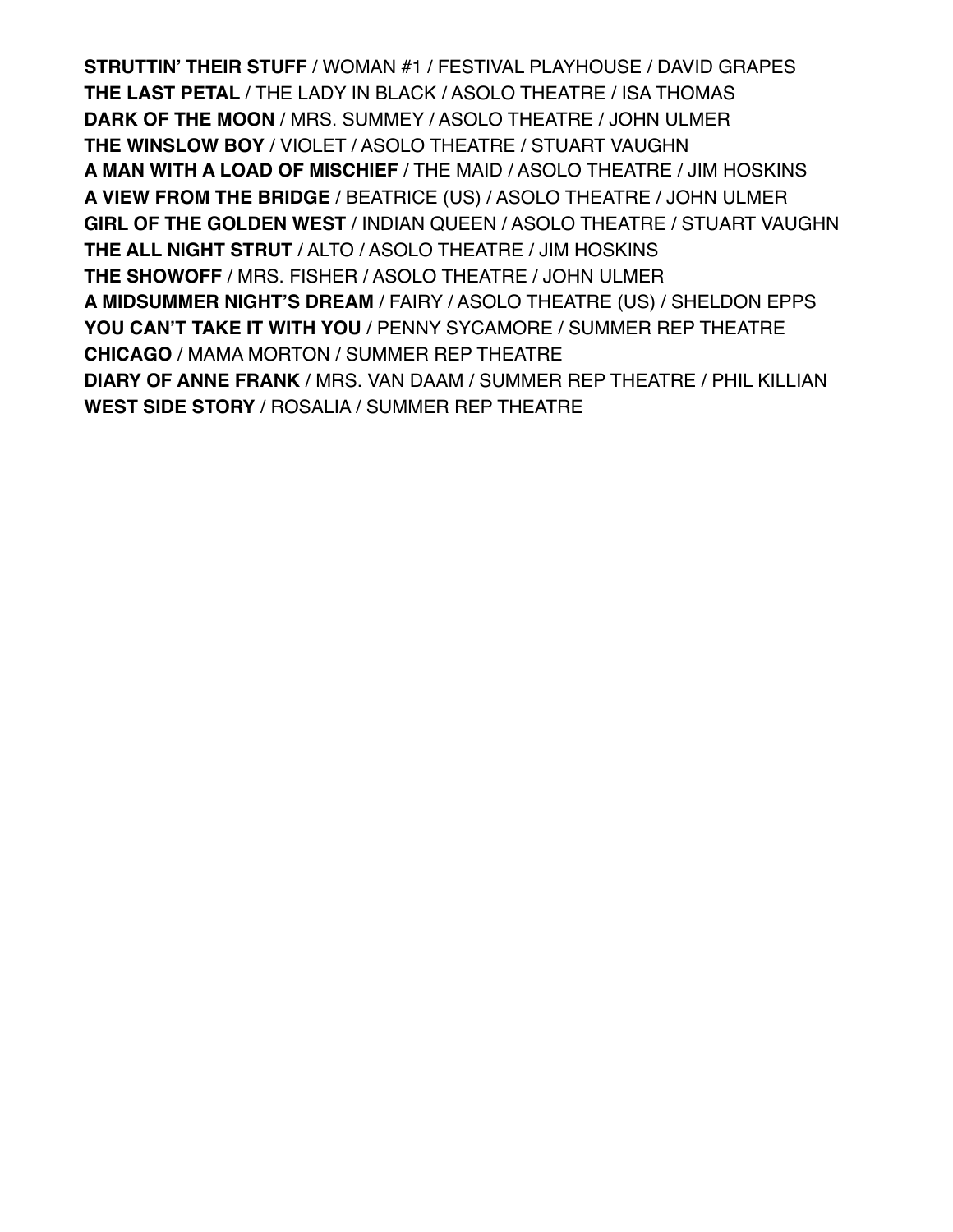**STRUTTIN' THEIR STUFF** / WOMAN #1 / FESTIVAL PLAYHOUSE / DAVID GRAPES  
**THE LAST PETAL** / THE LADY IN BLACK / ASOLO THEATRE / ISA THOMAS  
**DARK OF THE MOON** / MRS. SUMMEY / ASOLO THEATRE / JOHN ULMER  
**THE WINSLOW BOY** / VIOLET / ASOLO THEATRE / STUART VAUGHN  
**A MAN WITH A LOAD OF MISCHIEF** / THE MAID / ASOLO THEATRE / JIM HOSKINS  
**A VIEW FROM THE BRIDGE** / BEATRICE (US) / ASOLO THEATRE / JOHN ULMER  
**GIRL OF THE GOLDEN WEST** / INDIAN QUEEN / ASOLO THEATRE / STUART VAUGHN  
**THE ALL NIGHT STRUT** / ALTO / ASOLO THEATRE / JIM HOSKINS  
**THE SHOWOFF** / MRS. FISHER / ASOLO THEATRE / JOHN ULMER  
**A MIDSUMMER NIGHT'S DREAM** / FAIRY / ASOLO THEATRE (US) / SHELDON EPPS  
**YOU CAN'T TAKE IT WITH YOU** / PENNY SYCAMORE / SUMMER REP THEATRE  
**CHICAGO** / MAMA MORTON / SUMMER REP THEATRE  
**DIARY OF ANNE FRANK** / MRS. VAN DAAM / SUMMER REP THEATRE / PHIL KILLIAN  
**WEST SIDE STORY** / ROSALIA / SUMMER REP THEATRE